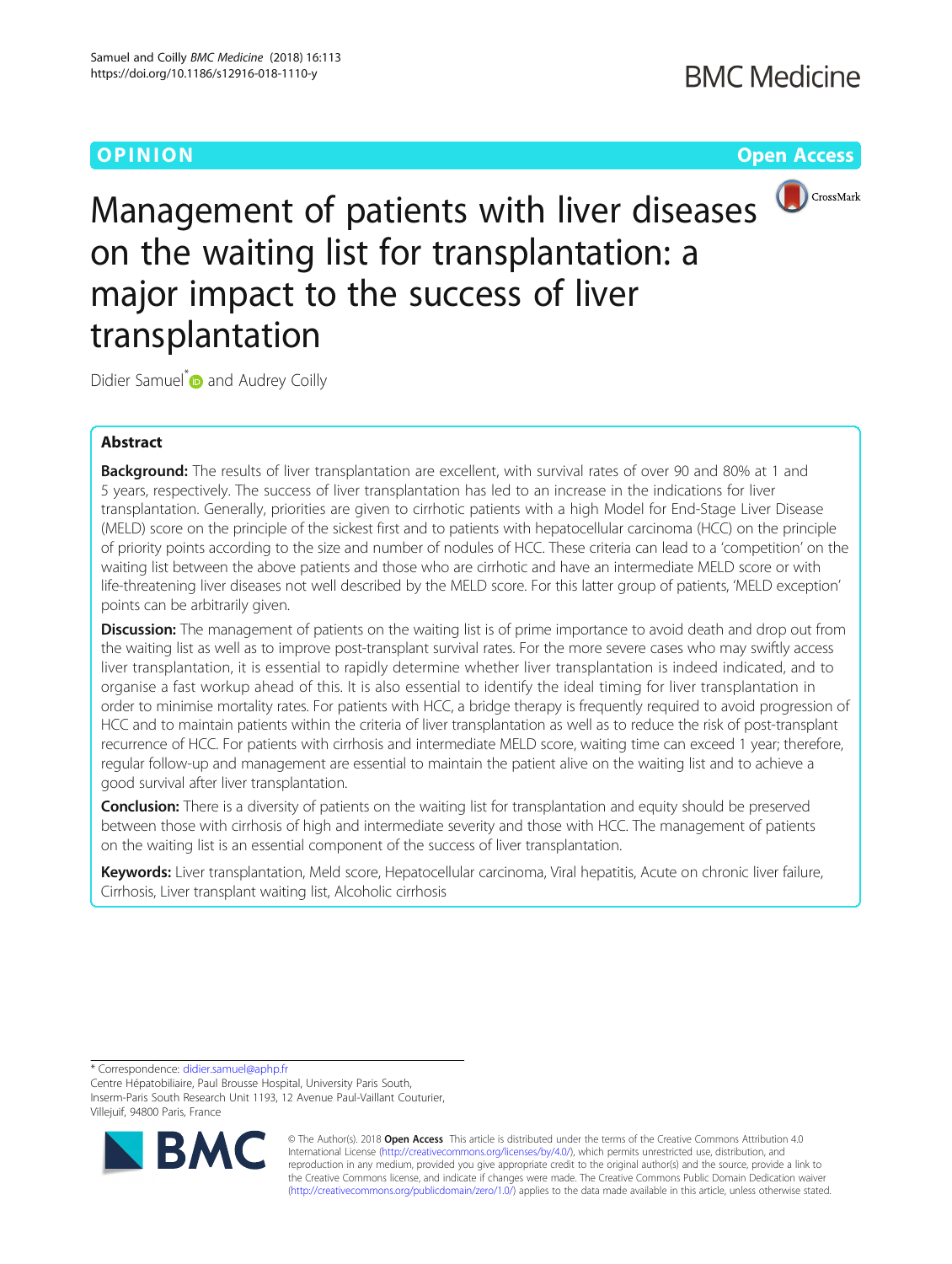OPINION

Open Access

# Management of patients with liver diseases on the waiting list for transplantation: a major impact to the success of liver transplantation

Didier Samuel* and Audrey Coilly

## Abstract

**Background:** The results of liver transplantation are excellent, with survival rates of over 90 and 80% at 1 and 5 years, respectively. The success of liver transplantation has led to an increase in the indications for liver transplantation. Generally, priorities are given to cirrhotic patients with a high Model for End-Stage Liver Disease (MELD) score on the principle of the sickest first and to patients with hepatocellular carcinoma (HCC) on the principle of priority points according to the size and number of nodules of HCC. These criteria can lead to a 'competition' on the waiting list between the above patients and those who are cirrhotic and have an intermediate MELD score or with life-threatening liver diseases not well described by the MELD score. For this latter group of patients, 'MELD exception' points can be arbitrarily given.

**Discussion:** The management of patients on the waiting list is of prime importance to avoid death and drop out from the waiting list as well as to improve post-transplant survival rates. For the more severe cases who may swiftly access liver transplantation, it is essential to rapidly determine whether liver transplantation is indeed indicated, and to organise a fast workup ahead of this. It is also essential to identify the ideal timing for liver transplantation in order to minimise mortality rates. For patients with HCC, a bridge therapy is frequently required to avoid progression of HCC and to maintain patients within the criteria of liver transplantation as well as to reduce the risk of post-transplant recurrence of HCC. For patients with cirrhosis and intermediate MELD score, waiting time can exceed 1 year; therefore, regular follow-up and management are essential to maintain the patient alive on the waiting list and to achieve a good survival after liver transplantation.

**Conclusion:** There is a diversity of patients on the waiting list for transplantation and equity should be preserved between those with cirrhosis of high and intermediate severity and those with HCC. The management of patients on the waiting list is an essential component of the success of liver transplantation.

**Keywords:** Liver transplantation, Meld score, Hepatocellular carcinoma, Viral hepatitis, Acute on chronic liver failure, Cirrhosis, Liver transplant waiting list, Alcoholic cirrhosis

* Correspondence: didier.samuel@aphp.fr
Centre Hépatobiliaire, Paul Brousse Hospital, University Paris South, Inserm-Paris South Research Unit 1193, 12 Avenue Paul-Vaillant Couturier, Villejuif, 94800 Paris, France

© The Author(s). 2018 **Open Access** This article is distributed under the terms of the Creative Commons Attribution 4.0 International License (http://creativecommons.org/licenses/by/4.0/), which permits unrestricted use, distribution, and reproduction in any medium, provided you give appropriate credit to the original author(s) and the source, provide a link to the Creative Commons license, and indicate if changes were made. The Creative Commons Public Domain Dedication waiver (http://creativecommons.org/publicdomain/zero/1.0/) applies to the data made available in this article, unless otherwise stated.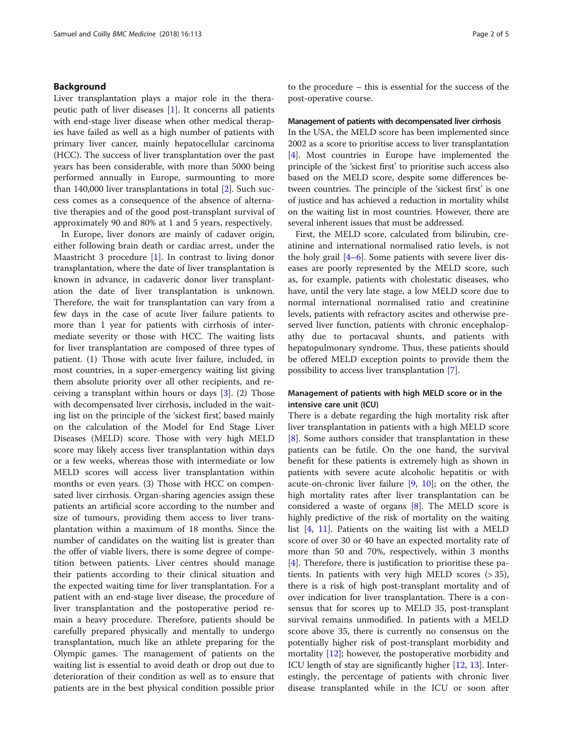## Background

Liver transplantation plays a major role in the therapeutic path of liver diseases [1]. It concerns all patients with end-stage liver disease when other medical therapies have failed as well as a high number of patients with primary liver cancer, mainly hepatocellular carcinoma (HCC). The success of liver transplantation over the past years has been considerable, with more than 5000 being performed annually in Europe, surmounting to more than 140,000 liver transplantations in total [2]. Such success comes as a consequence of the absence of alternative therapies and of the good post-transplant survival of approximately 90 and 80% at 1 and 5 years, respectively.

In Europe, liver donors are mainly of cadaver origin, either following brain death or cardiac arrest, under the Maastricht 3 procedure [1]. In contrast to living donor transplantation, where the date of liver transplantation is known in advance, in cadaveric donor liver transplantation the date of liver transplantation is unknown. Therefore, the wait for transplantation can vary from a few days in the case of acute liver failure patients to more than 1 year for patients with cirrhosis of intermediate severity or those with HCC. The waiting lists for liver transplantation are composed of three types of patient. (1) Those with acute liver failure, included, in most countries, in a super-emergency waiting list giving them absolute priority over all other recipients, and receiving a transplant within hours or days [3]. (2) Those with decompensated liver cirrhosis, included in the waiting list on the principle of the 'sickest first', based mainly on the calculation of the Model for End Stage Liver Diseases (MELD) score. Those with very high MELD score may likely access liver transplantation within days or a few weeks, whereas those with intermediate or low MELD scores will access liver transplantation within months or even years. (3) Those with HCC on compensated liver cirrhosis. Organ-sharing agencies assign these patients an artificial score according to the number and size of tumours, providing them access to liver transplantation within a maximum of 18 months. Since the number of candidates on the waiting list is greater than the offer of viable livers, there is some degree of competition between patients. Liver centres should manage their patients according to their clinical situation and the expected waiting time for liver transplantation. For a patient with an end-stage liver disease, the procedure of liver transplantation and the postoperative period remain a heavy procedure. Therefore, patients should be carefully prepared physically and mentally to undergo transplantation, much like an athlete preparing for the Olympic games. The management of patients on the waiting list is essential to avoid death or drop out due to deterioration of their condition as well as to ensure that patients are in the best physical condition possible prior to the procedure – this is essential for the success of the post-operative course.

### Management of patients with decompensated liver cirrhosis

In the USA, the MELD score has been implemented since 2002 as a score to prioritise access to liver transplantation [4]. Most countries in Europe have implemented the principle of the 'sickest first' to prioritise such access also based on the MELD score, despite some differences between countries. The principle of the 'sickest first' is one of justice and has achieved a reduction in mortality whilst on the waiting list in most countries. However, there are several inherent issues that must be addressed.

First, the MELD score, calculated from bilirubin, creatinine and international normalised ratio levels, is not the holy grail [4–6]. Some patients with severe liver diseases are poorly represented by the MELD score, such as, for example, patients with cholestatic diseases, who have, until the very late stage, a low MELD score due to normal international normalised ratio and creatinine levels, patients with refractory ascites and otherwise preserved liver function, patients with chronic encephalopathy due to portacaval shunts, and patients with hepatopulmonary syndrome. Thus, these patients should be offered MELD exception points to provide them the possibility to access liver transplantation [7].

### Management of patients with high MELD score or in the intensive care unit (ICU)

There is a debate regarding the high mortality risk after liver transplantation in patients with a high MELD score [8]. Some authors consider that transplantation in these patients can be futile. On the one hand, the survival benefit for these patients is extremely high as shown in patients with severe acute alcoholic hepatitis or with acute-on-chronic liver failure [9, 10]; on the other, the high mortality rates after liver transplantation can be considered a waste of organs [8]. The MELD score is highly predictive of the risk of mortality on the waiting list [4, 11]. Patients on the waiting list with a MELD score of over 30 or 40 have an expected mortality rate of more than 50 and 70%, respectively, within 3 months [4]. Therefore, there is justification to prioritise these patients. In patients with very high MELD scores (> 35), there is a risk of high post-transplant mortality and of over indication for liver transplantation. There is a consensus that for scores up to MELD 35, post-transplant survival remains unmodified. In patients with a MELD score above 35, there is currently no consensus on the potentially higher risk of post-transplant morbidity and mortality [12]; however, the postoperative morbidity and ICU length of stay are significantly higher [12, 13]. Interestingly, the percentage of patients with chronic liver disease transplanted while in the ICU or soon after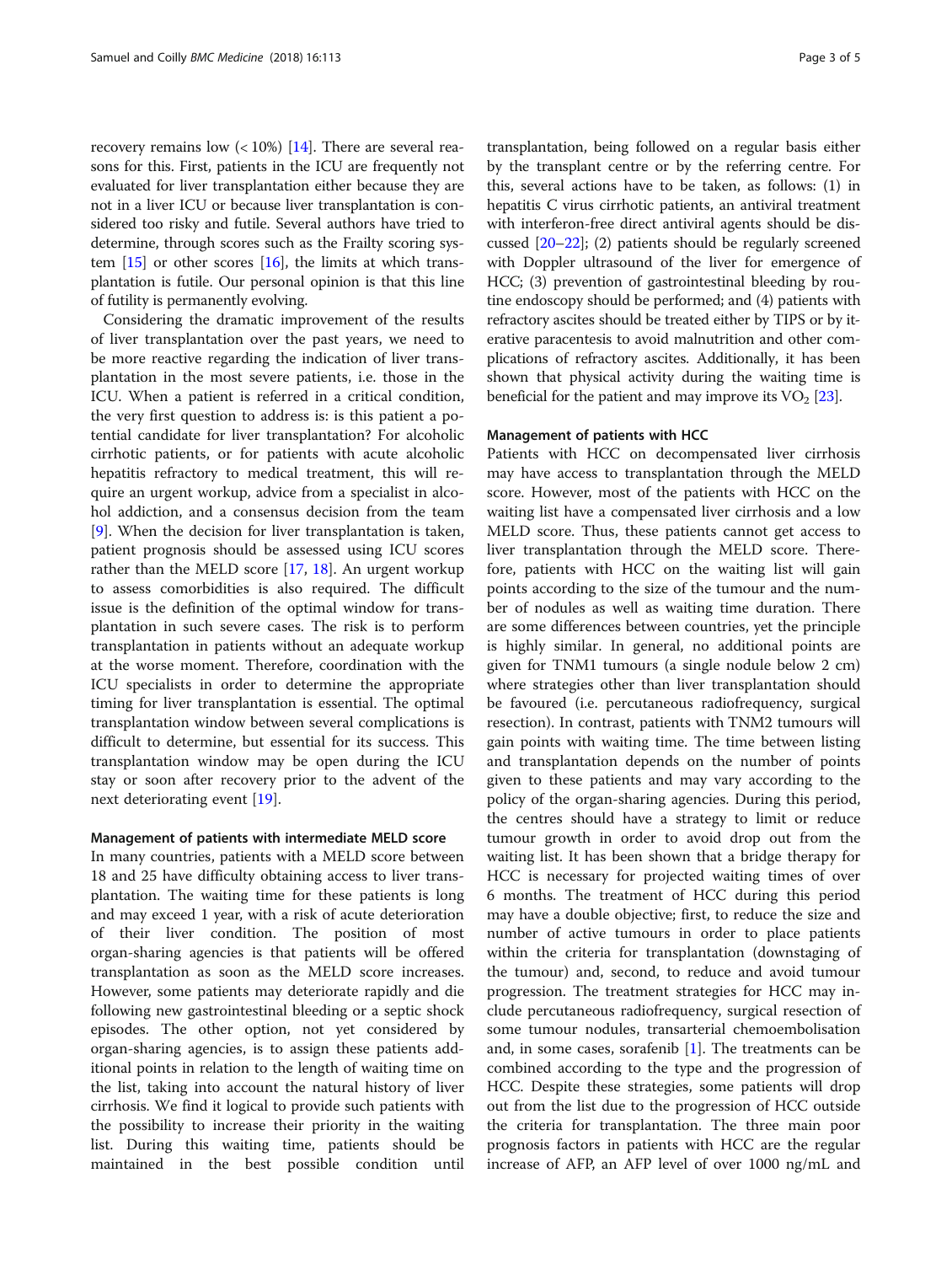recovery remains low (< 10%) [14]. There are several reasons for this. First, patients in the ICU are frequently not evaluated for liver transplantation either because they are not in a liver ICU or because liver transplantation is considered too risky and futile. Several authors have tried to determine, through scores such as the Frailty scoring system [15] or other scores [16], the limits at which transplantation is futile. Our personal opinion is that this line of futility is permanently evolving.

Considering the dramatic improvement of the results of liver transplantation over the past years, we need to be more reactive regarding the indication of liver transplantation in the most severe patients, i.e. those in the ICU. When a patient is referred in a critical condition, the very first question to address is: is this patient a potential candidate for liver transplantation? For alcoholic cirrhotic patients, or for patients with acute alcoholic hepatitis refractory to medical treatment, this will require an urgent workup, advice from a specialist in alcohol addiction, and a consensus decision from the team [9]. When the decision for liver transplantation is taken, patient prognosis should be assessed using ICU scores rather than the MELD score [17, 18]. An urgent workup to assess comorbidities is also required. The difficult issue is the definition of the optimal window for transplantation in such severe cases. The risk is to perform transplantation in patients without an adequate workup at the worse moment. Therefore, coordination with the ICU specialists in order to determine the appropriate timing for liver transplantation is essential. The optimal transplantation window between several complications is difficult to determine, but essential for its success. This transplantation window may be open during the ICU stay or soon after recovery prior to the advent of the next deteriorating event [19].

#### Management of patients with intermediate MELD score

In many countries, patients with a MELD score between 18 and 25 have difficulty obtaining access to liver transplantation. The waiting time for these patients is long and may exceed 1 year, with a risk of acute deterioration of their liver condition. The position of most organ-sharing agencies is that patients will be offered transplantation as soon as the MELD score increases. However, some patients may deteriorate rapidly and die following new gastrointestinal bleeding or a septic shock episodes. The other option, not yet considered by organ-sharing agencies, is to assign these patients additional points in relation to the length of waiting time on the list, taking into account the natural history of liver cirrhosis. We find it logical to provide such patients with the possibility to increase their priority in the waiting list. During this waiting time, patients should be maintained in the best possible condition until transplantation, being followed on a regular basis either by the transplant centre or by the referring centre. For this, several actions have to be taken, as follows: (1) in hepatitis C virus cirrhotic patients, an antiviral treatment with interferon-free direct antiviral agents should be discussed [20–22]; (2) patients should be regularly screened with Doppler ultrasound of the liver for emergence of HCC; (3) prevention of gastrointestinal bleeding by routine endoscopy should be performed; and (4) patients with refractory ascites should be treated either by TIPS or by iterative paracentesis to avoid malnutrition and other complications of refractory ascites. Additionally, it has been shown that physical activity during the waiting time is beneficial for the patient and may improve its $VO_2$ [23].

#### Management of patients with HCC

Patients with HCC on decompensated liver cirrhosis may have access to transplantation through the MELD score. However, most of the patients with HCC on the waiting list have a compensated liver cirrhosis and a low MELD score. Thus, these patients cannot get access to liver transplantation through the MELD score. Therefore, patients with HCC on the waiting list will gain points according to the size of the tumour and the number of nodules as well as waiting time duration. There are some differences between countries, yet the principle is highly similar. In general, no additional points are given for TNM1 tumours (a single nodule below 2 cm) where strategies other than liver transplantation should be favoured (i.e. percutaneous radiofrequency, surgical resection). In contrast, patients with TNM2 tumours will gain points with waiting time. The time between listing and transplantation depends on the number of points given to these patients and may vary according to the policy of the organ-sharing agencies. During this period, the centres should have a strategy to limit or reduce tumour growth in order to avoid drop out from the waiting list. It has been shown that a bridge therapy for HCC is necessary for projected waiting times of over 6 months. The treatment of HCC during this period may have a double objective; first, to reduce the size and number of active tumours in order to place patients within the criteria for transplantation (downstaging of the tumour) and, second, to reduce and avoid tumour progression. The treatment strategies for HCC may include percutaneous radiofrequency, surgical resection of some tumour nodules, transarterial chemoembolisation and, in some cases, sorafenib [1]. The treatments can be combined according to the type and the progression of HCC. Despite these strategies, some patients will drop out from the list due to the progression of HCC outside the criteria for transplantation. The three main poor prognosis factors in patients with HCC are the regular increase of AFP, an AFP level of over 1000 ng/mL and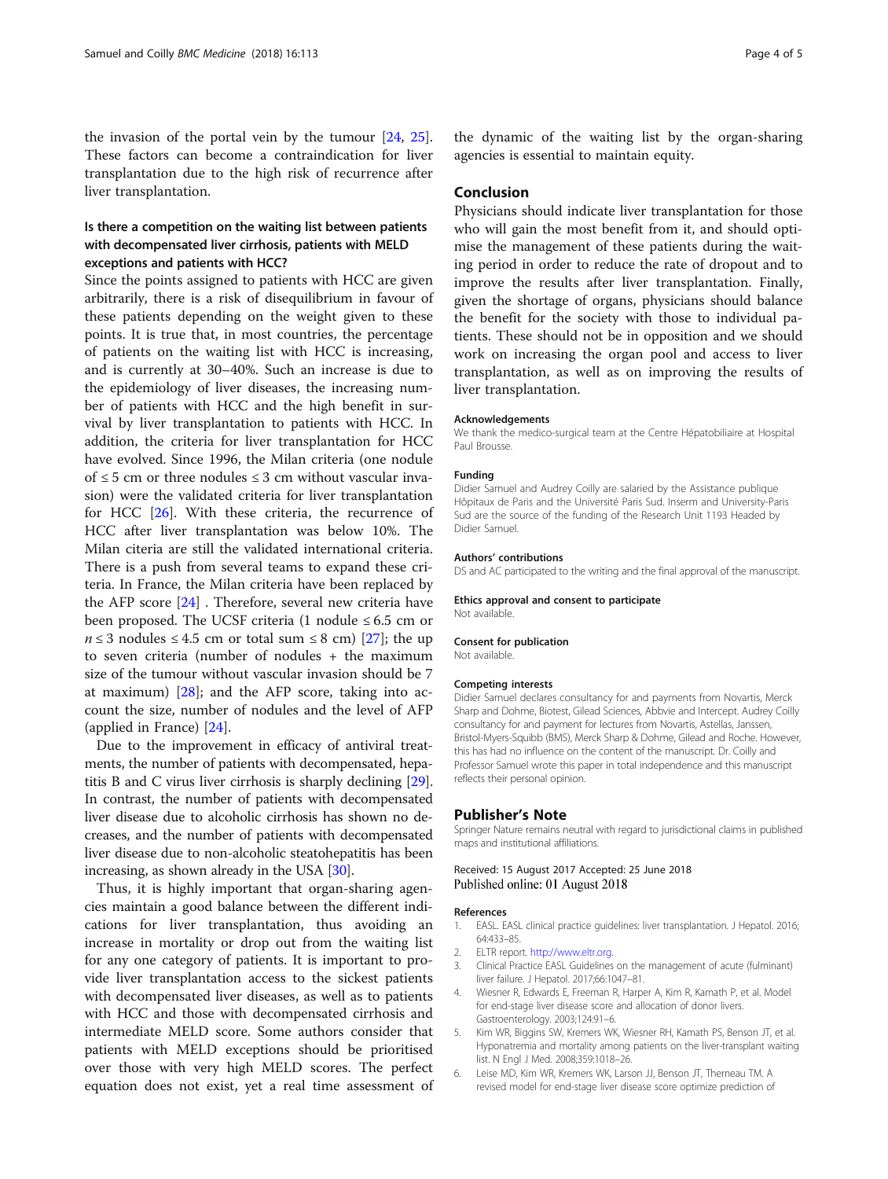the invasion of the portal vein by the tumour [24, 25]. These factors can become a contraindication for liver transplantation due to the high risk of recurrence after liver transplantation.

### Is there a competition on the waiting list between patients with decompensated liver cirrhosis, patients with MELD exceptions and patients with HCC?

Since the points assigned to patients with HCC are given arbitrarily, there is a risk of disequilibrium in favour of these patients depending on the weight given to these points. It is true that, in most countries, the percentage of patients on the waiting list with HCC is increasing, and is currently at 30–40%. Such an increase is due to the epidemiology of liver diseases, the increasing number of patients with HCC and the high benefit in survival by liver transplantation to patients with HCC. In addition, the criteria for liver transplantation for HCC have evolved. Since 1996, the Milan criteria (one nodule of ≤ 5 cm or three nodules ≤ 3 cm without vascular invasion) were the validated criteria for liver transplantation for HCC [26]. With these criteria, the recurrence of HCC after liver transplantation was below 10%. The Milan citeria are still the validated international criteria. There is a push from several teams to expand these criteria. In France, the Milan criteria have been replaced by the AFP score [24] . Therefore, several new criteria have been proposed. The UCSF criteria (1 nodule ≤ 6.5 cm or $n \leq 3$ nodules ≤ 4.5 cm or total sum ≤ 8 cm) [27]; the up to seven criteria (number of nodules + the maximum size of the tumour without vascular invasion should be 7 at maximum) [28]; and the AFP score, taking into account the size, number of nodules and the level of AFP (applied in France) [24].

Due to the improvement in efficacy of antiviral treatments, the number of patients with decompensated, hepatitis B and C virus liver cirrhosis is sharply declining [29]. In contrast, the number of patients with decompensated liver disease due to alcoholic cirrhosis has shown no decreases, and the number of patients with decompensated liver disease due to non-alcoholic steatohepatitis has been increasing, as shown already in the USA [30].

Thus, it is highly important that organ-sharing agencies maintain a good balance between the different indications for liver transplantation, thus avoiding an increase in mortality or drop out from the waiting list for any one category of patients. It is important to provide liver transplantation access to the sickest patients with decompensated liver diseases, as well as to patients with HCC and those with decompensated cirrhosis and intermediate MELD score. Some authors consider that patients with MELD exceptions should be prioritised over those with very high MELD scores. The perfect equation does not exist, yet a real time assessment of the dynamic of the waiting list by the organ-sharing agencies is essential to maintain equity.

## Conclusion

Physicians should indicate liver transplantation for those who will gain the most benefit from it, and should optimise the management of these patients during the waiting period in order to reduce the rate of dropout and to improve the results after liver transplantation. Finally, given the shortage of organs, physicians should balance the benefit for the society with those to individual patients. These should not be in opposition and we should work on increasing the organ pool and access to liver transplantation, as well as on improving the results of liver transplantation.

#### Acknowledgements

We thank the medico-surgical team at the Centre Hépatobiliaire at Hospital Paul Brousse.

#### Funding

Didier Samuel and Audrey Coilly are salaried by the Assistance publique Hôpitaux de Paris and the Université Paris Sud. Inserm and University-Paris Sud are the source of the funding of the Research Unit 1193 Headed by Didier Samuel.

#### Authors' contributions

DS and AC participated to the writing and the final approval of the manuscript.

#### Ethics approval and consent to participate

Not available.

#### Consent for publication

Not available.

#### Competing interests

Didier Samuel declares consultancy for and payments from Novartis, Merck Sharp and Dohme, Biotest, Gilead Sciences, Abbvie and Intercept. Audrey Coilly consultancy for and payment for lectures from Novartis, Astellas, Janssen, Bristol-Myers-Squibb (BMS), Merck Sharp & Dohme, Gilead and Roche. However, this has had no influence on the content of the manuscript. Dr. Coilly and Professor Samuel wrote this paper in total independence and this manuscript reflects their personal opinion.

## Publisher's Note

Springer Nature remains neutral with regard to jurisdictional claims in published maps and institutional affiliations.

Received: 15 August 2017 Accepted: 25 June 2018
Published online: 01 August 2018

#### References

1. EASL. EASL clinical practice guidelines: liver transplantation. J Hepatol. 2016; 64:433–85.
2. ELTR report. http://www.eltr.org.
3. Clinical Practice EASL Guidelines on the management of acute (fulminant) liver failure. J Hepatol. 2017;66:1047–81.
4. Wiesner R, Edwards E, Freeman R, Harper A, Kim R, Kamath P, et al. Model for end-stage liver disease score and allocation of donor livers. Gastroenterology. 2003;124:91–6.
5. Kim WR, Biggins SW, Kremers WK, Wiesner RH, Kamath PS, Benson JT, et al. Hyponatremia and mortality among patients on the liver-transplant waiting list. N Engl J Med. 2008;359:1018–26.
6. Leise MD, Kim WR, Kremers WK, Larson JJ, Benson JT, Therneau TM. A revised model for end-stage liver disease score optimize prediction of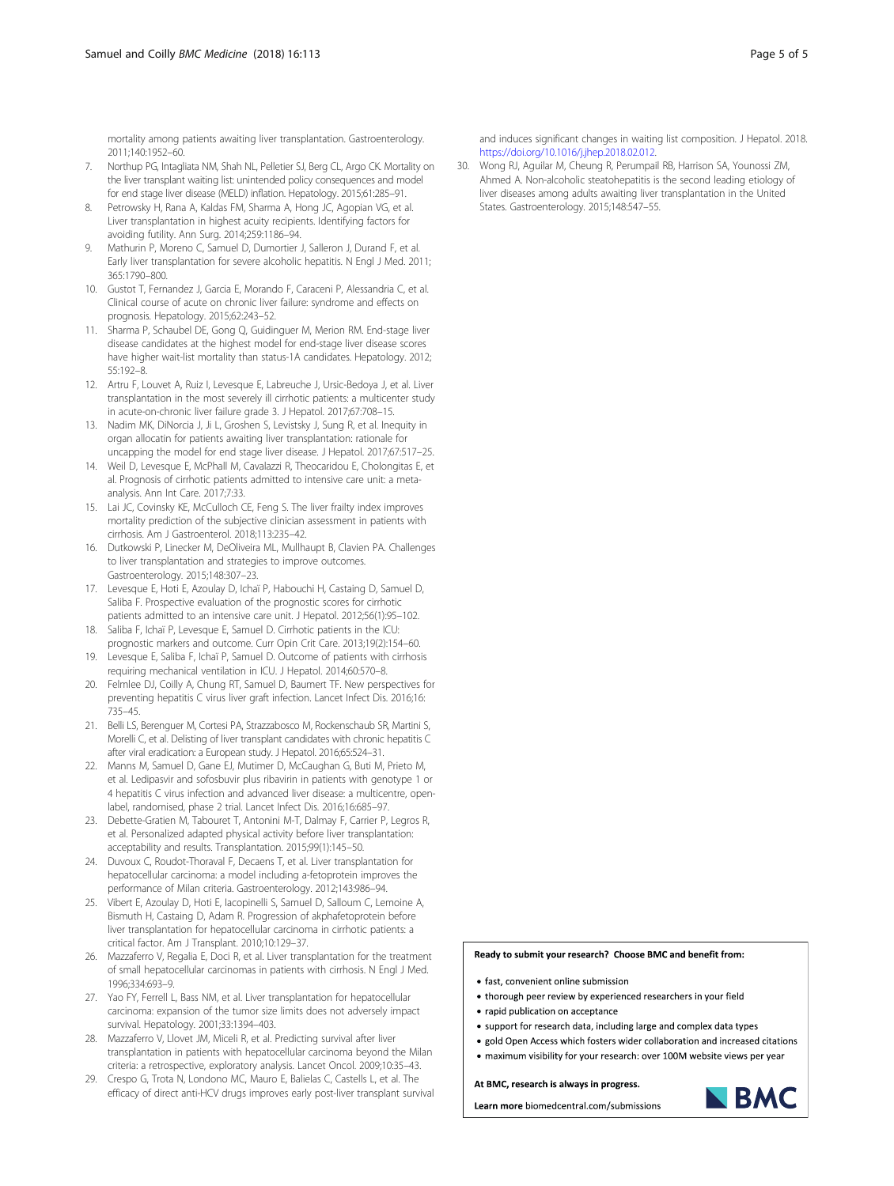mortality among patients awaiting liver transplantation. Gastroenterology. 2011;140:1952–60.

7. Northup PG, Intagliata NM, Shah NL, Pelletier SJ, Berg CL, Argo CK. Mortality on the liver transplant waiting list: unintended policy consequences and model for end stage liver disease (MELD) inflation. Hepatology. 2015;61:285–91.
8. Petrowsky H, Rana A, Kaldas FM, Sharma A, Hong JC, Agopian VG, et al. Liver transplantation in highest acuity recipients. Identifying factors for avoiding futility. Ann Surg. 2014;259:1186–94.
9. Mathurin P, Moreno C, Samuel D, Dumortier J, Salleron J, Durand F, et al. Early liver transplantation for severe alcoholic hepatitis. N Engl J Med. 2011; 365:1790–800.
10. Gustot T, Fernandez J, Garcia E, Morando F, Caraceni P, Alessandria C, et al. Clinical course of acute on chronic liver failure: syndrome and effects on prognosis. Hepatology. 2015;62:243–52.
11. Sharma P, Schaubel DE, Gong Q, Guidinguer M, Merion RM. End-stage liver disease candidates at the highest model for end-stage liver disease scores have higher wait-list mortality than status-1A candidates. Hepatology. 2012; 55:192–8.
12. Artru F, Louvet A, Ruiz I, Levesque E, Labreuche J, Ursic-Bedoya J, et al. Liver transplantation in the most severely ill cirrhotic patients: a multicenter study in acute-on-chronic liver failure grade 3. J Hepatol. 2017;67:708–15.
13. Nadim MK, DiNorcia J, Ji L, Groshen S, Levistsky J, Sung R, et al. Inequity in organ allocatin for patients awaiting liver transplantation: rationale for uncapping the model for end stage liver disease. J Hepatol. 2017;67:517–25.
14. Weil D, Levesque E, McPhall M, Cavalazzi R, Theocaridou E, Cholongitas E, et al. Prognosis of cirrhotic patients admitted to intensive care unit: a meta-analysis. Ann Int Care. 2017;7:33.
15. Lai JC, Covinsky KE, McCulloch CE, Feng S. The liver frailty index improves mortality prediction of the subjective clinician assessment in patients with cirrhosis. Am J Gastroenterol. 2018;113:235–42.
16. Dutkowski P, Linecker M, DeOliveira ML, Mullhaupt B, Clavien PA. Challenges to liver transplantation and strategies to improve outcomes. Gastroenterology. 2015;148:307–23.
17. Levesque E, Hoti E, Azoulay D, Ichaï P, Habouchi H, Castaing D, Samuel D, Saliba F. Prospective evaluation of the prognostic scores for cirrhotic patients admitted to an intensive care unit. J Hepatol. 2012;56(1):95–102.
18. Saliba F, Ichaï P, Levesque E, Samuel D. Cirrhotic patients in the ICU: prognostic markers and outcome. Curr Opin Crit Care. 2013;19(2):154–60.
19. Levesque E, Saliba F, Ichaï P, Samuel D. Outcome of patients with cirrhosis requiring mechanical ventilation in ICU. J Hepatol. 2014;60:570–8.
20. Felmlee DJ, Coilly A, Chung RT, Samuel D, Baumert TF. New perspectives for preventing hepatitis C virus liver graft infection. Lancet Infect Dis. 2016;16: 735–45.
21. Belli LS, Berenguer M, Cortesi PA, Strazzabosco M, Rockenschaub SR, Martini S, Morelli C, et al. Delisting of liver transplant candidates with chronic hepatitis C after viral eradication: a European study. J Hepatol. 2016;65:524–31.
22. Manns M, Samuel D, Gane EJ, Mutimer D, McCaughan G, Buti M, Prieto M, et al. Ledipasvir and sofosbuvir plus ribavirin in patients with genotype 1 or 4 hepatitis C virus infection and advanced liver disease: a multicentre, open-label, randomised, phase 2 trial. Lancet Infect Dis. 2016;16:685–97.
23. Debette-Gratien M, Tabouret T, Antonini M-T, Dalmay F, Carrier P, Legros R, et al. Personalized adapted physical activity before liver transplantation: acceptability and results. Transplantation. 2015;99(1):145–50.
24. Duvoux C, Roudot-Thoraval F, Decaens T, et al. Liver transplantation for hepatocellular carcinoma: a model including a-fetoprotein improves the performance of Milan criteria. Gastroenterology. 2012;143:986–94.
25. Vibert E, Azoulay D, Hoti E, Iacopinelli S, Samuel D, Salloum C, Lemoine A, Bismuth H, Castaing D, Adam R. Progression of akphafetoprotein before liver transplantation for hepatocellular carcinoma in cirrhotic patients: a critical factor. Am J Transplant. 2010;10:129–37.
26. Mazzaferro V, Regalia E, Doci R, et al. Liver transplantation for the treatment of small hepatocellular carcinomas in patients with cirrhosis. N Engl J Med. 1996;334:693–9.
27. Yao FY, Ferrell L, Bass NM, et al. Liver transplantation for hepatocellular carcinoma: expansion of the tumor size limits does not adversely impact survival. Hepatology. 2001;33:1394–403.
28. Mazzaferro V, Llovet JM, Miceli R, et al. Predicting survival after liver transplantation in patients with hepatocellular carcinoma beyond the Milan criteria: a retrospective, exploratory analysis. Lancet Oncol. 2009;10:35–43.
29. Crespo G, Trota N, Londono MC, Mauro E, Balielas C, Castells L, et al. The efficacy of direct anti-HCV drugs improves early post-liver transplant survival and induces significant changes in waiting list composition. J Hepatol. 2018. https://doi.org/10.1016/j.jhep.2018.02.012.
30. Wong RJ, Aguilar M, Cheung R, Perumpail RB, Harrison SA, Younossi ZM, Ahmed A. Non-alcoholic steatohepatitis is the second leading etiology of liver diseases among adults awaiting liver transplantation in the United States. Gastroenterology. 2015;148:547–55.

**Ready to submit your research? Choose BMC and benefit from:**

- fast, convenient online submission
- thorough peer review by experienced researchers in your field
- rapid publication on acceptance
- support for research data, including large and complex data types
- gold Open Access which fosters wider collaboration and increased citations
- maximum visibility for your research: over 100M website views per year

**At BMC, research is always in progress.**

**Learn more** biomedcentral.com/submissions

BMC